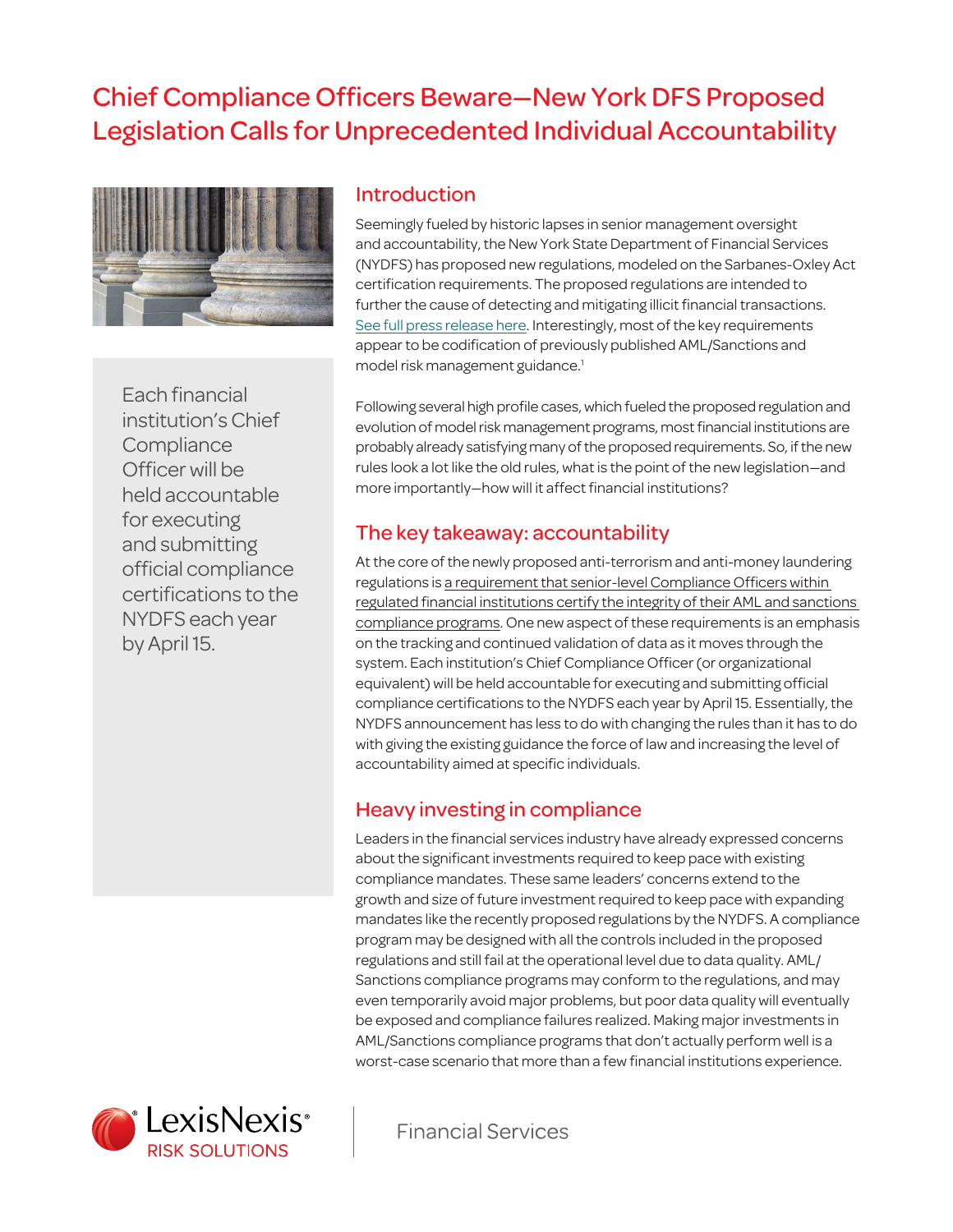# Chief Compliance Officers Beware—New York DFS Proposed Legislation Calls for Unprecedented Individual Accountability

> Each financial institution's Chief Compliance Officer will be held accountable for executing and submitting official compliance certifications to the NYDFS each year by April 15.

## Introduction

Seemingly fueled by historic lapses in senior management oversight and accountability, the New York State Department of Financial Services (NYDFS) has proposed new regulations, modeled on the Sarbanes-Oxley Act certification requirements. The proposed regulations are intended to further the cause of detecting and mitigating illicit financial transactions. See full press release here. Interestingly, most of the key requirements appear to be codification of previously published AML/Sanctions and model risk management guidance.[1]

Following several high profile cases, which fueled the proposed regulation and evolution of model risk management programs, most financial institutions are probably already satisfying many of the proposed requirements. So, if the new rules look a lot like the old rules, what is the point of the new legislation—and more importantly—how will it affect financial institutions?

## The key takeaway: accountability

At the core of the newly proposed anti-terrorism and anti-money laundering regulations is a requirement that senior-level Compliance Officers within regulated financial institutions certify the integrity of their AML and sanctions compliance programs. One new aspect of these requirements is an emphasis on the tracking and continued validation of data as it moves through the system. Each institution's Chief Compliance Officer (or organizational equivalent) will be held accountable for executing and submitting official compliance certifications to the NYDFS each year by April 15. Essentially, the NYDFS announcement has less to do with changing the rules than it has to do with giving the existing guidance the force of law and increasing the level of accountability aimed at specific individuals.

## Heavy investing in compliance

Leaders in the financial services industry have already expressed concerns about the significant investments required to keep pace with existing compliance mandates. These same leaders' concerns extend to the growth and size of future investment required to keep pace with expanding mandates like the recently proposed regulations by the NYDFS. A compliance program may be designed with all the controls included in the proposed regulations and still fail at the operational level due to data quality. AML/Sanctions compliance programs may conform to the regulations, and may even temporarily avoid major problems, but poor data quality will eventually be exposed and compliance failures realized. Making major investments in AML/Sanctions compliance programs that don't actually perform well is a worst-case scenario that more than a few financial institutions experience.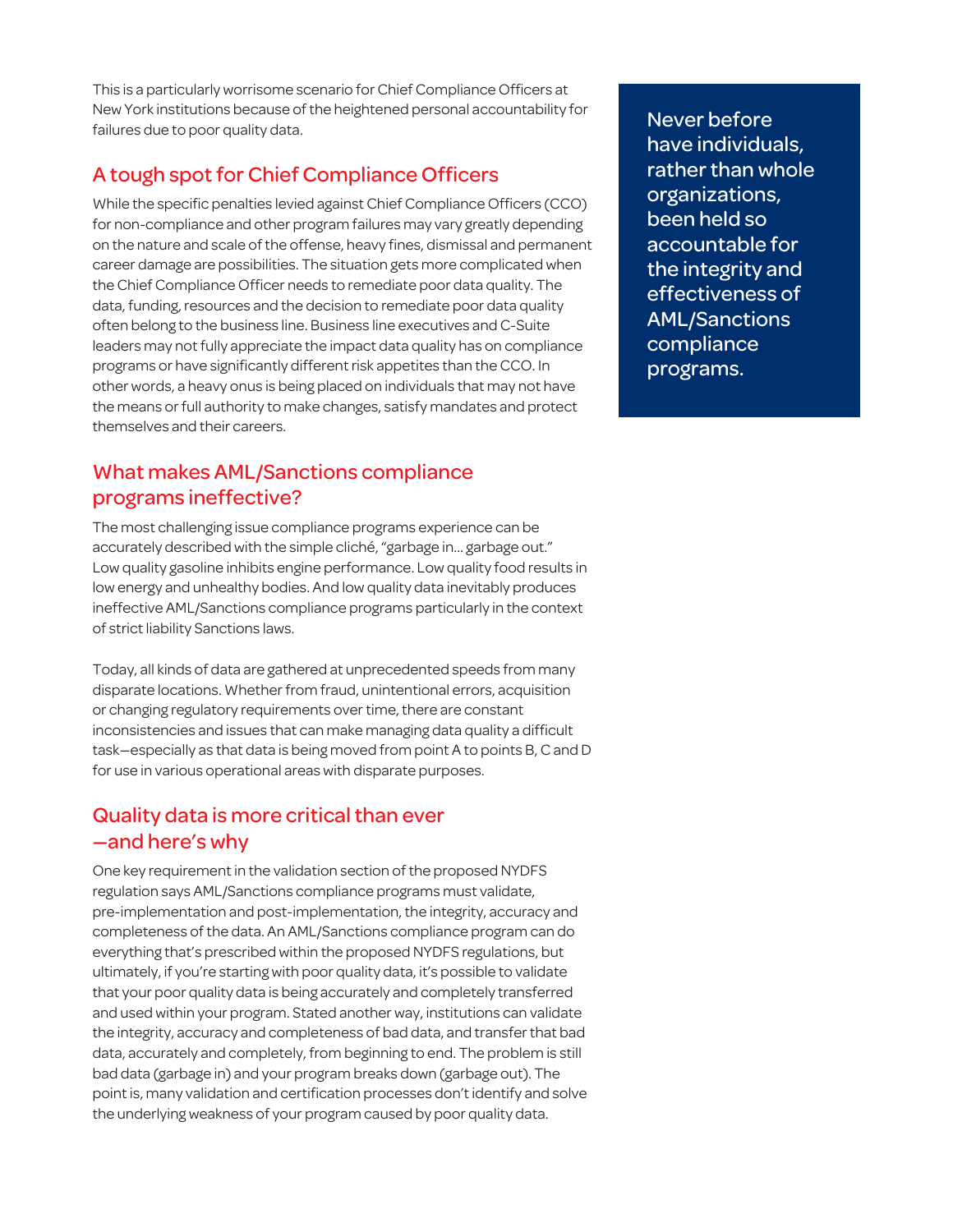This is a particularly worrisome scenario for Chief Compliance Officers at New York institutions because of the heightened personal accountability for failures due to poor quality data.

> Never before have individuals, rather than whole organizations, been held so accountable for the integrity and effectiveness of AML/Sanctions compliance programs.

## A tough spot for Chief Compliance Officers

While the specific penalties levied against Chief Compliance Officers (CCO) for non-compliance and other program failures may vary greatly depending on the nature and scale of the offense, heavy fines, dismissal and permanent career damage are possibilities. The situation gets more complicated when the Chief Compliance Officer needs to remediate poor data quality. The data, funding, resources and the decision to remediate poor data quality often belong to the business line. Business line executives and C-Suite leaders may not fully appreciate the impact data quality has on compliance programs or have significantly different risk appetites than the CCO. In other words, a heavy onus is being placed on individuals that may not have the means or full authority to make changes, satisfy mandates and protect themselves and their careers.

## What makes AML/Sanctions compliance programs ineffective?

The most challenging issue compliance programs experience can be accurately described with the simple cliché, "garbage in… garbage out." Low quality gasoline inhibits engine performance. Low quality food results in low energy and unhealthy bodies. And low quality data inevitably produces ineffective AML/Sanctions compliance programs particularly in the context of strict liability Sanctions laws.

Today, all kinds of data are gathered at unprecedented speeds from many disparate locations. Whether from fraud, unintentional errors, acquisition or changing regulatory requirements over time, there are constant inconsistencies and issues that can make managing data quality a difficult task—especially as that data is being moved from point A to points B, C and D for use in various operational areas with disparate purposes.

## Quality data is more critical than ever —and here's why

One key requirement in the validation section of the proposed NYDFS regulation says AML/Sanctions compliance programs must validate, pre-implementation and post-implementation, the integrity, accuracy and completeness of the data. An AML/Sanctions compliance program can do everything that's prescribed within the proposed NYDFS regulations, but ultimately, if you're starting with poor quality data, it's possible to validate that your poor quality data is being accurately and completely transferred and used within your program. Stated another way, institutions can validate the integrity, accuracy and completeness of bad data, and transfer that bad data, accurately and completely, from beginning to end. The problem is still bad data (garbage in) and your program breaks down (garbage out). The point is, many validation and certification processes don't identify and solve the underlying weakness of your program caused by poor quality data.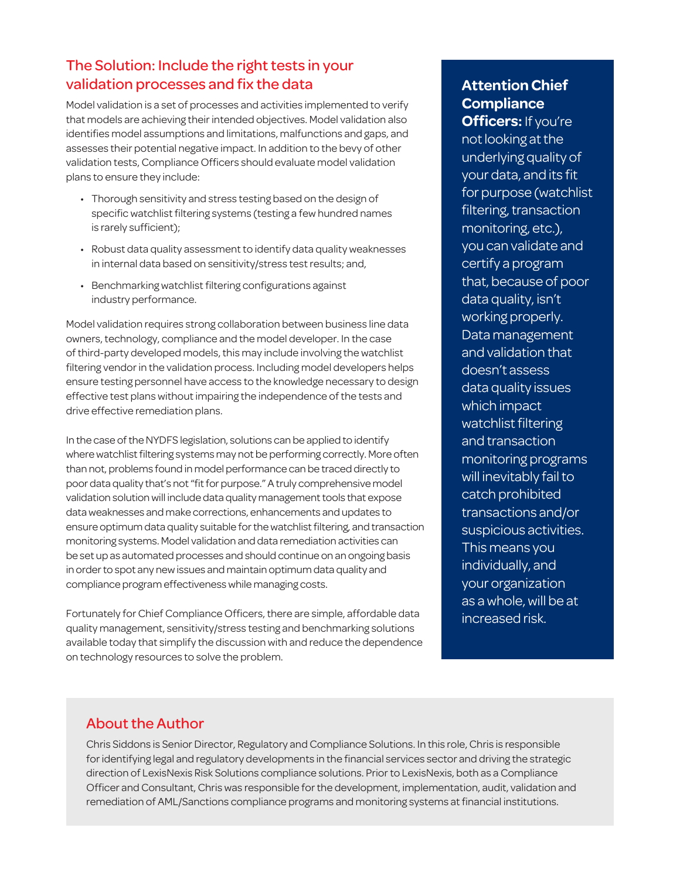## The Solution: Include the right tests in your validation processes and fix the data

Model validation is a set of processes and activities implemented to verify that models are achieving their intended objectives. Model validation also identifies model assumptions and limitations, malfunctions and gaps, and assesses their potential negative impact. In addition to the bevy of other validation tests, Compliance Officers should evaluate model validation plans to ensure they include:

- Thorough sensitivity and stress testing based on the design of specific watchlist filtering systems (testing a few hundred names is rarely sufficient);
- Robust data quality assessment to identify data quality weaknesses in internal data based on sensitivity/stress test results; and,
- Benchmarking watchlist filtering configurations against industry performance.

Model validation requires strong collaboration between business line data owners, technology, compliance and the model developer. In the case of third-party developed models, this may include involving the watchlist filtering vendor in the validation process. Including model developers helps ensure testing personnel have access to the knowledge necessary to design effective test plans without impairing the independence of the tests and drive effective remediation plans.

In the case of the NYDFS legislation, solutions can be applied to identify where watchlist filtering systems may not be performing correctly. More often than not, problems found in model performance can be traced directly to poor data quality that's not "fit for purpose." A truly comprehensive model validation solution will include data quality management tools that expose data weaknesses and make corrections, enhancements and updates to ensure optimum data quality suitable for the watchlist filtering, and transaction monitoring systems. Model validation and data remediation activities can be set up as automated processes and should continue on an ongoing basis in order to spot any new issues and maintain optimum data quality and compliance program effectiveness while managing costs.

Fortunately for Chief Compliance Officers, there are simple, affordable data quality management, sensitivity/stress testing and benchmarking solutions available today that simplify the discussion with and reduce the dependence on technology resources to solve the problem.

**Attention Chief Compliance Officers:** If you're not looking at the underlying quality of your data, and its fit for purpose (watchlist filtering, transaction monitoring, etc.), you can validate and certify a program that, because of poor data quality, isn't working properly. Data management and validation that doesn't assess data quality issues which impact watchlist filtering and transaction monitoring programs will inevitably fail to catch prohibited transactions and/or suspicious activities. This means you individually, and your organization as a whole, will be at increased risk.

## About the Author

Chris Siddons is Senior Director, Regulatory and Compliance Solutions. In this role, Chris is responsible for identifying legal and regulatory developments in the financial services sector and driving the strategic direction of LexisNexis Risk Solutions compliance solutions. Prior to LexisNexis, both as a Compliance Officer and Consultant, Chris was responsible for the development, implementation, audit, validation and remediation of AML/Sanctions compliance programs and monitoring systems at financial institutions.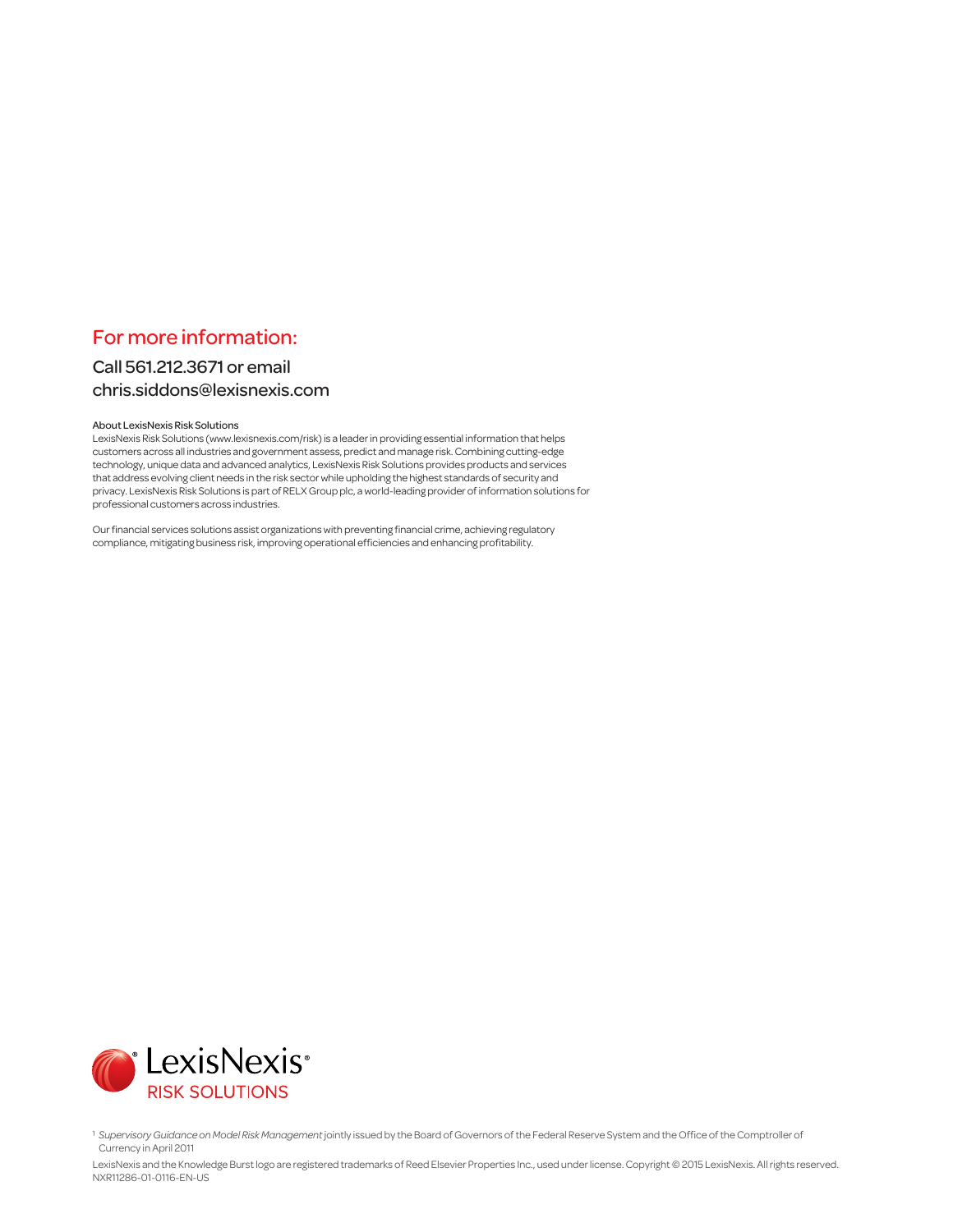## For more information:

Call 561.212.3671 or email
chris.siddons@lexisnexis.com

**About LexisNexis Risk Solutions**

LexisNexis Risk Solutions (www.lexisnexis.com/risk) is a leader in providing essential information that helps customers across all industries and government assess, predict and manage risk. Combining cutting-edge technology, unique data and advanced analytics, LexisNexis Risk Solutions provides products and services that address evolving client needs in the risk sector while upholding the highest standards of security and privacy. LexisNexis Risk Solutions is part of RELX Group plc, a world-leading provider of information solutions for professional customers across industries.

Our financial services solutions assist organizations with preventing financial crime, achieving regulatory compliance, mitigating business risk, improving operational efficiencies and enhancing profitability.

LexisNexis®
RISK SOLUTIONS

[1] *Supervisory Guidance on Model Risk Management* jointly issued by the Board of Governors of the Federal Reserve System and the Office of the Comptroller of Currency in April 2011

LexisNexis and the Knowledge Burst logo are registered trademarks of Reed Elsevier Properties Inc., used under license. Copyright © 2015 LexisNexis. All rights reserved.
NXR11286-01-0116-EN-US